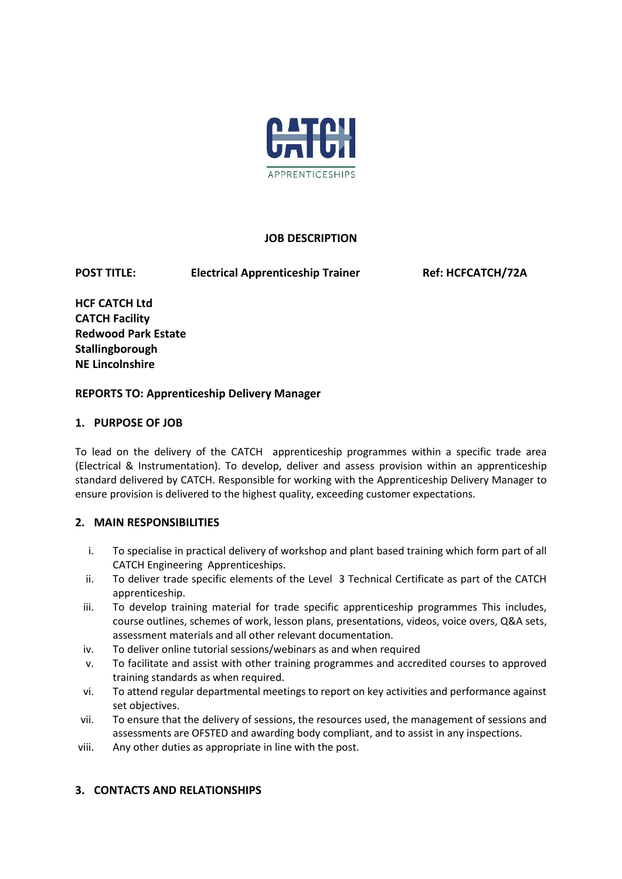CATCH
APPRENTICESHIPS

# JOB DESCRIPTION

**POST TITLE:** **Electrical Apprenticeship Trainer** **Ref: HCFCATCH/72A**

**HCF CATCH Ltd**
**CATCH Facility**
**Redwood Park Estate**
**Stallingborough**
**NE Lincolnshire**

**REPORTS TO: Apprenticeship Delivery Manager**

## 1. PURPOSE OF JOB

To lead on the delivery of the CATCH apprenticeship programmes within a specific trade area (Electrical & Instrumentation). To develop, deliver and assess provision within an apprenticeship standard delivered by CATCH. Responsible for working with the Apprenticeship Delivery Manager to ensure provision is delivered to the highest quality, exceeding customer expectations.

## 2. MAIN RESPONSIBILITIES

i. To specialise in practical delivery of workshop and plant based training which form part of all CATCH Engineering Apprenticeships.
ii. To deliver trade specific elements of the Level 3 Technical Certificate as part of the CATCH apprenticeship.
iii. To develop training material for trade specific apprenticeship programmes This includes, course outlines, schemes of work, lesson plans, presentations, videos, voice overs, Q&A sets, assessment materials and all other relevant documentation.
iv. To deliver online tutorial sessions/webinars as and when required
v. To facilitate and assist with other training programmes and accredited courses to approved training standards as when required.
vi. To attend regular departmental meetings to report on key activities and performance against set objectives.
vii. To ensure that the delivery of sessions, the resources used, the management of sessions and assessments are OFSTED and awarding body compliant, and to assist in any inspections.
viii. Any other duties as appropriate in line with the post.

## 3. CONTACTS AND RELATIONSHIPS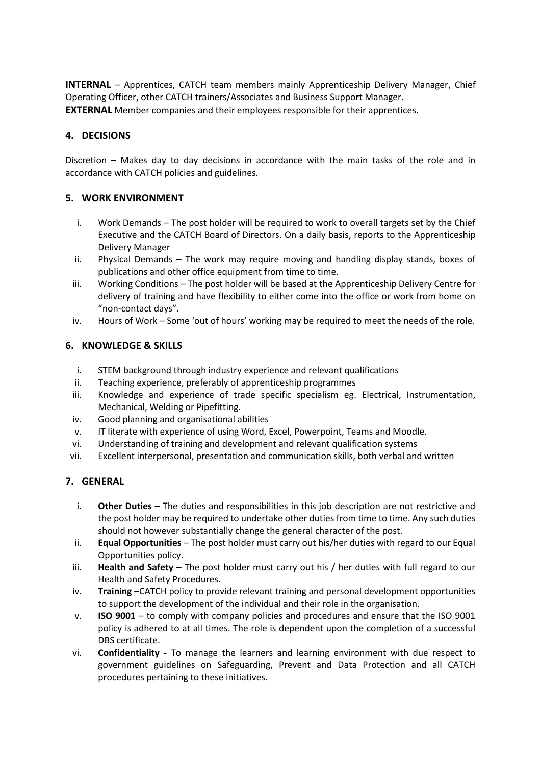**INTERNAL** – Apprentices, CATCH team members mainly Apprenticeship Delivery Manager, Chief Operating Officer, other CATCH trainers/Associates and Business Support Manager.

**EXTERNAL** Member companies and their employees responsible for their apprentices.

## 4. DECISIONS

Discretion – Makes day to day decisions in accordance with the main tasks of the role and in accordance with CATCH policies and guidelines.

## 5. WORK ENVIRONMENT

i. Work Demands – The post holder will be required to work to overall targets set by the Chief Executive and the CATCH Board of Directors. On a daily basis, reports to the Apprenticeship Delivery Manager

ii. Physical Demands – The work may require moving and handling display stands, boxes of publications and other office equipment from time to time.

iii. Working Conditions – The post holder will be based at the Apprenticeship Delivery Centre for delivery of training and have flexibility to either come into the office or work from home on "non-contact days".

iv. Hours of Work – Some 'out of hours' working may be required to meet the needs of the role.

## 6. KNOWLEDGE & SKILLS

i. STEM background through industry experience and relevant qualifications

ii. Teaching experience, preferably of apprenticeship programmes

iii. Knowledge and experience of trade specific specialism eg. Electrical, Instrumentation, Mechanical, Welding or Pipefitting.

iv. Good planning and organisational abilities

v. IT literate with experience of using Word, Excel, Powerpoint, Teams and Moodle.

vi. Understanding of training and development and relevant qualification systems

vii. Excellent interpersonal, presentation and communication skills, both verbal and written

## 7. GENERAL

i. **Other Duties** – The duties and responsibilities in this job description are not restrictive and the post holder may be required to undertake other duties from time to time. Any such duties should not however substantially change the general character of the post.

ii. **Equal Opportunities** – The post holder must carry out his/her duties with regard to our Equal Opportunities policy.

iii. **Health and Safety** – The post holder must carry out his / her duties with full regard to our Health and Safety Procedures.

iv. **Training** –CATCH policy to provide relevant training and personal development opportunities to support the development of the individual and their role in the organisation.

v. **ISO 9001** – to comply with company policies and procedures and ensure that the ISO 9001 policy is adhered to at all times. The role is dependent upon the completion of a successful DBS certificate.

vi. **Confidentiality -** To manage the learners and learning environment with due respect to government guidelines on Safeguarding, Prevent and Data Protection and all CATCH procedures pertaining to these initiatives.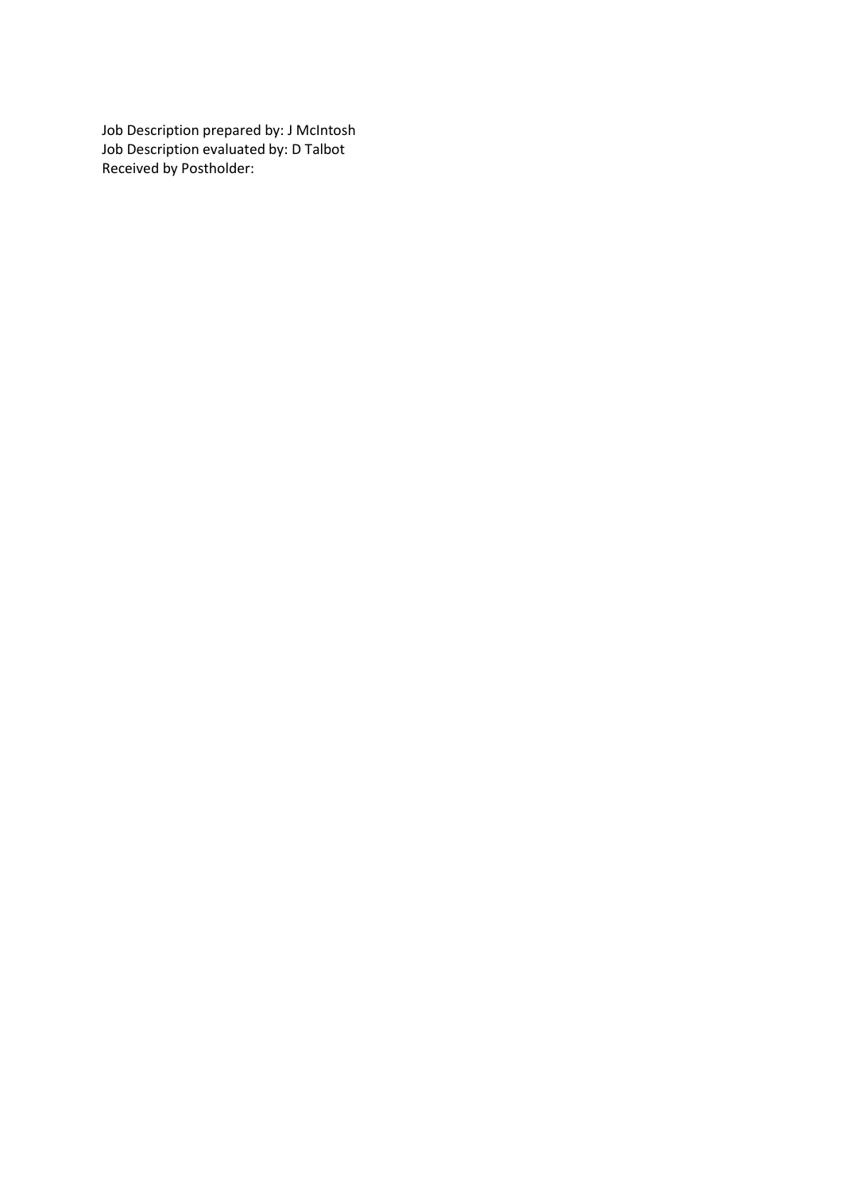Job Description prepared by: J McIntosh
Job Description evaluated by: D Talbot
Received by Postholder: